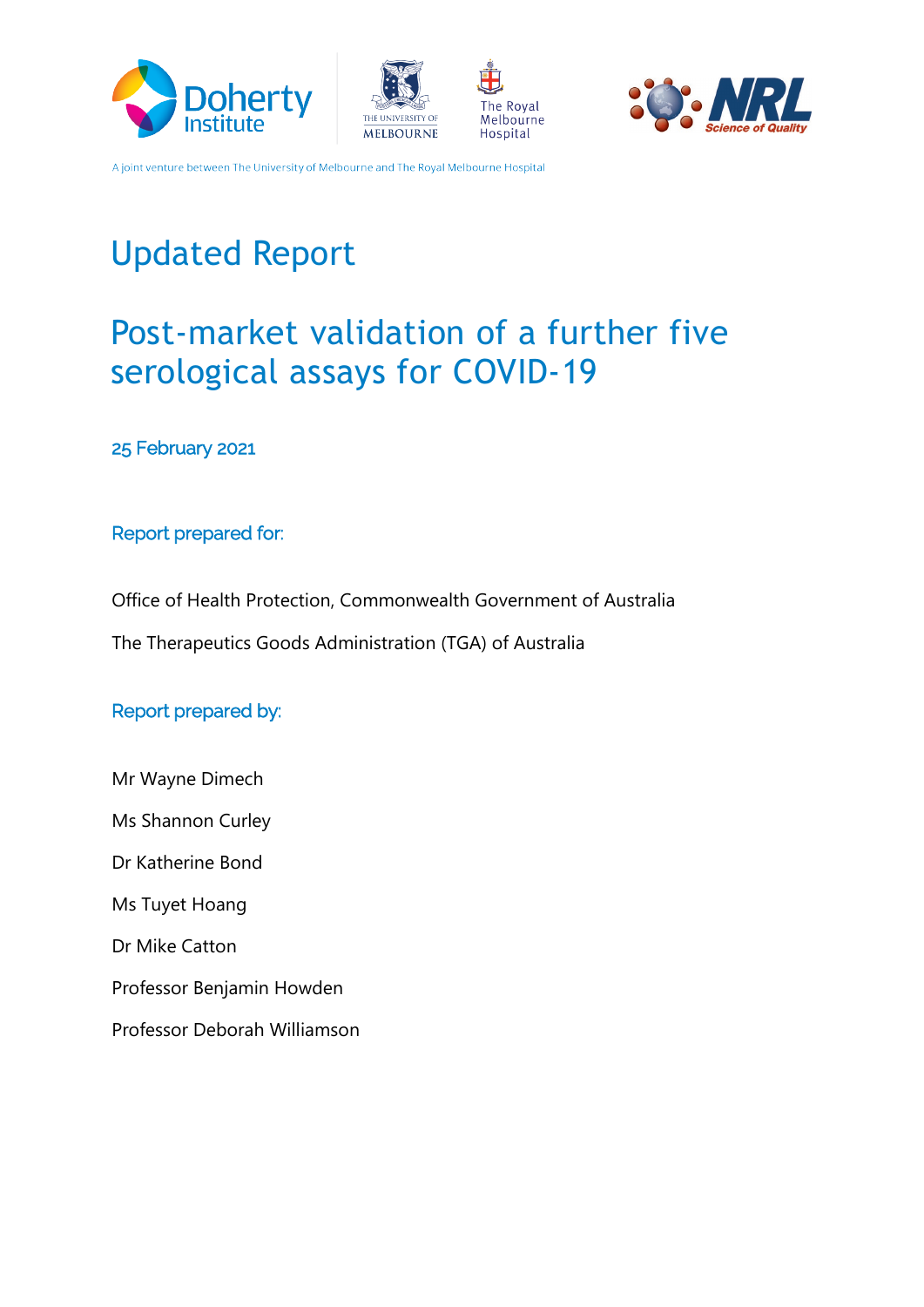A joint venture between The University of Melbourne and The Royal Melbourne Hospital

# Updated Report

## Post-market validation of a further five serological assays for COVID-19

25 February 2021

### Report prepared for:

Office of Health Protection, Commonwealth Government of Australia

The Therapeutics Goods Administration (TGA) of Australia

### Report prepared by:

Mr Wayne Dimech

Ms Shannon Curley

Dr Katherine Bond

Ms Tuyet Hoang

Dr Mike Catton

Professor Benjamin Howden

Professor Deborah Williamson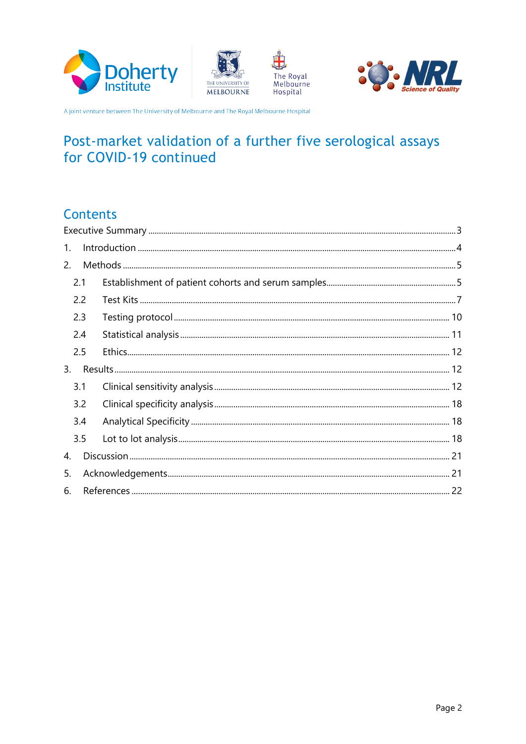A joint venture between The University of Melbourne and The Royal Melbourne Hospital

# Post-market validation of a further five serological assays for COVID-19 continued

## Contents

Executive Summary ..... 3

1. Introduction ..... 4
2. Methods ..... 5
   - 2.1 Establishment of patient cohorts and serum samples ..... 5
   - 2.2 Test Kits ..... 7
   - 2.3 Testing protocol ..... 10
   - 2.4 Statistical analysis ..... 11
   - 2.5 Ethics ..... 12
3. Results ..... 12
   - 3.1 Clinical sensitivity analysis ..... 12
   - 3.2 Clinical specificity analysis ..... 18
   - 3.4 Analytical Specificity ..... 18
   - 3.5 Lot to lot analysis ..... 18
4. Discussion ..... 21
5. Acknowledgements ..... 21
6. References ..... 22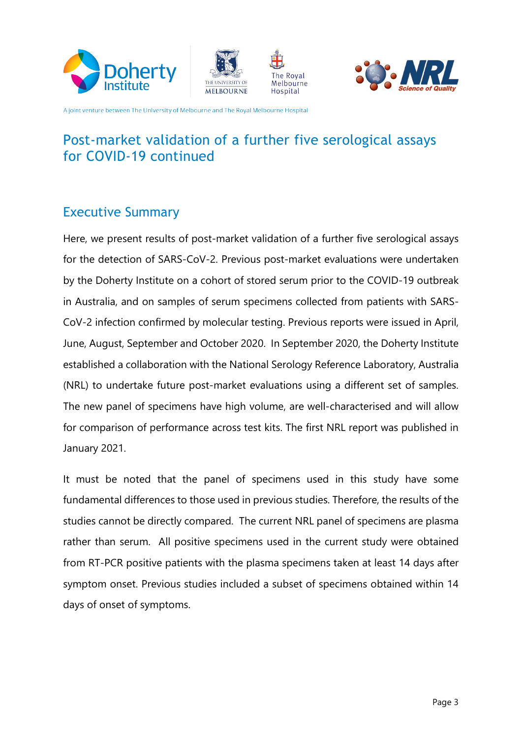# Post-market validation of a further five serological assays for COVID-19 continued

## Executive Summary

Here, we present results of post-market validation of a further five serological assays for the detection of SARS-CoV-2. Previous post-market evaluations were undertaken by the Doherty Institute on a cohort of stored serum prior to the COVID-19 outbreak in Australia, and on samples of serum specimens collected from patients with SARS-CoV-2 infection confirmed by molecular testing. Previous reports were issued in April, June, August, September and October 2020. In September 2020, the Doherty Institute established a collaboration with the National Serology Reference Laboratory, Australia (NRL) to undertake future post-market evaluations using a different set of samples. The new panel of specimens have high volume, are well-characterised and will allow for comparison of performance across test kits. The first NRL report was published in January 2021.

It must be noted that the panel of specimens used in this study have some fundamental differences to those used in previous studies. Therefore, the results of the studies cannot be directly compared. The current NRL panel of specimens are plasma rather than serum. All positive specimens used in the current study were obtained from RT-PCR positive patients with the plasma specimens taken at least 14 days after symptom onset. Previous studies included a subset of specimens obtained within 14 days of onset of symptoms.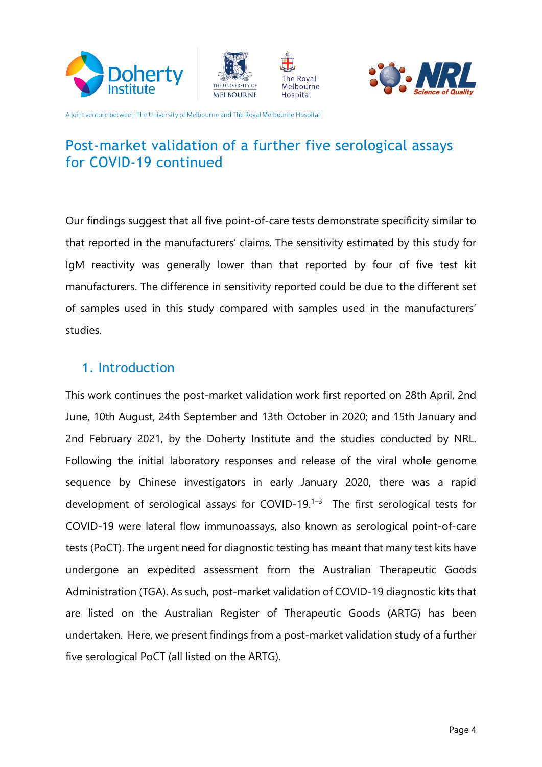# Post-market validation of a further five serological assays for COVID-19 continued

Our findings suggest that all five point-of-care tests demonstrate specificity similar to that reported in the manufacturers' claims. The sensitivity estimated by this study for IgM reactivity was generally lower than that reported by four of five test kit manufacturers. The difference in sensitivity reported could be due to the different set of samples used in this study compared with samples used in the manufacturers' studies.

## 1. Introduction

This work continues the post-market validation work first reported on 28th April, 2nd June, 10th August, 24th September and 13th October in 2020; and 15th January and 2nd February 2021, by the Doherty Institute and the studies conducted by NRL. Following the initial laboratory responses and release of the viral whole genome sequence by Chinese investigators in early January 2020, there was a rapid development of serological assays for COVID-19.[1–3] The first serological tests for COVID-19 were lateral flow immunoassays, also known as serological point-of-care tests (PoCT). The urgent need for diagnostic testing has meant that many test kits have undergone an expedited assessment from the Australian Therapeutic Goods Administration (TGA). As such, post-market validation of COVID-19 diagnostic kits that are listed on the Australian Register of Therapeutic Goods (ARTG) has been undertaken. Here, we present findings from a post-market validation study of a further five serological PoCT (all listed on the ARTG).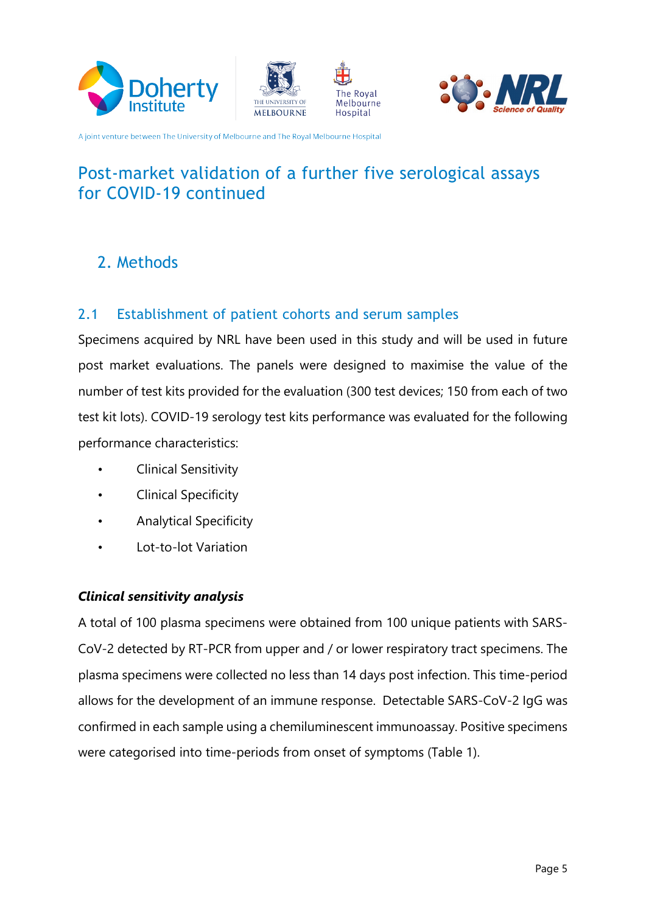# Post-market validation of a further five serological assays for COVID-19 continued

## 2. Methods

### 2.1 Establishment of patient cohorts and serum samples

Specimens acquired by NRL have been used in this study and will be used in future post market evaluations. The panels were designed to maximise the value of the number of test kits provided for the evaluation (300 test devices; 150 from each of two test kit lots). COVID-19 serology test kits performance was evaluated for the following performance characteristics:

- Clinical Sensitivity
- Clinical Specificity
- Analytical Specificity
- Lot-to-lot Variation

***Clinical sensitivity analysis***

A total of 100 plasma specimens were obtained from 100 unique patients with SARS-CoV-2 detected by RT-PCR from upper and / or lower respiratory tract specimens. The plasma specimens were collected no less than 14 days post infection. This time-period allows for the development of an immune response. Detectable SARS-CoV-2 IgG was confirmed in each sample using a chemiluminescent immunoassay. Positive specimens were categorised into time-periods from onset of symptoms (Table 1).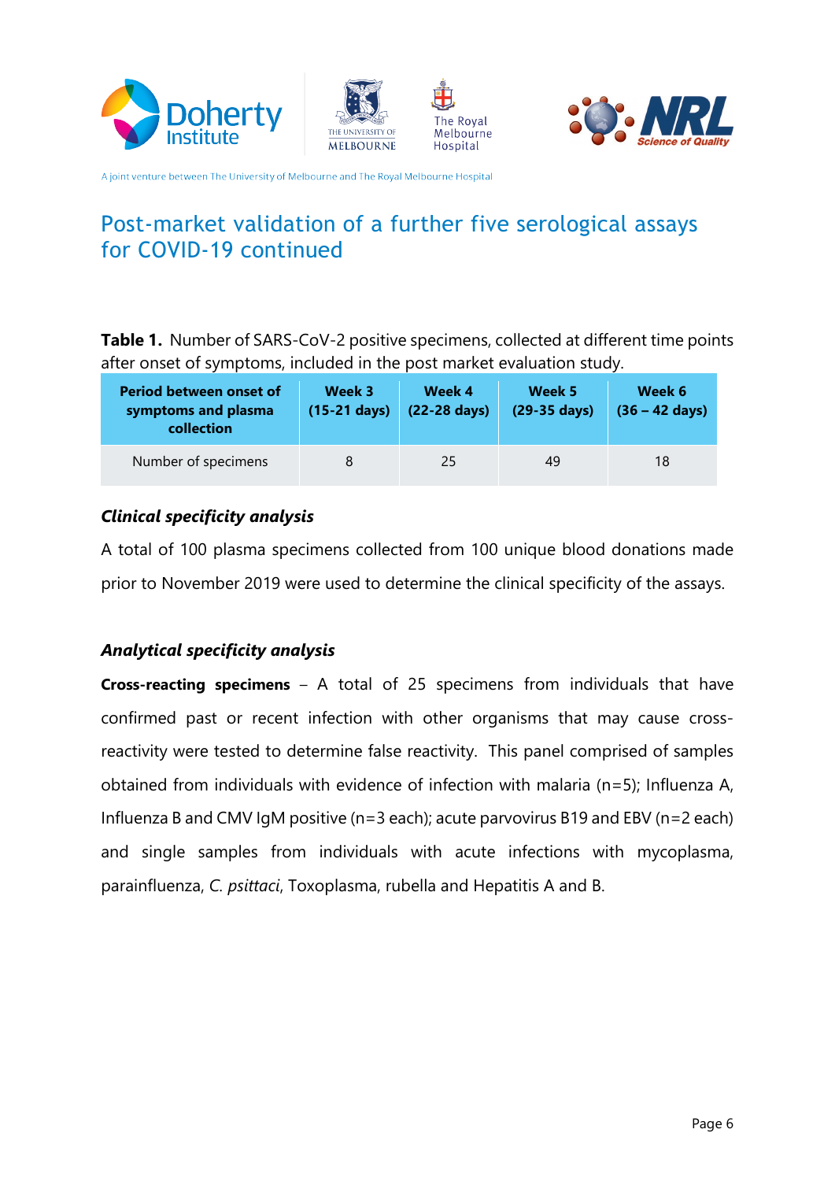## Post-market validation of a further five serological assays for COVID-19 continued

**Table 1.** Number of SARS-CoV-2 positive specimens, collected at different time points after onset of symptoms, included in the post market evaluation study.

| Period between onset of symptoms and plasma collection | Week 3 (15-21 days) | Week 4 (22-28 days) | Week 5 (29-35 days) | Week 6 (36 – 42 days) |
|---|---|---|---|---|
| Number of specimens | 8 | 25 | 49 | 18 |

### *Clinical specificity analysis*

A total of 100 plasma specimens collected from 100 unique blood donations made prior to November 2019 were used to determine the clinical specificity of the assays.

### *Analytical specificity analysis*

**Cross-reacting specimens** – A total of 25 specimens from individuals that have confirmed past or recent infection with other organisms that may cause cross-reactivity were tested to determine false reactivity. This panel comprised of samples obtained from individuals with evidence of infection with malaria (n=5); Influenza A, Influenza B and CMV IgM positive (n=3 each); acute parvovirus B19 and EBV (n=2 each) and single samples from individuals with acute infections with mycoplasma, parainfluenza, *C. psittaci*, Toxoplasma, rubella and Hepatitis A and B.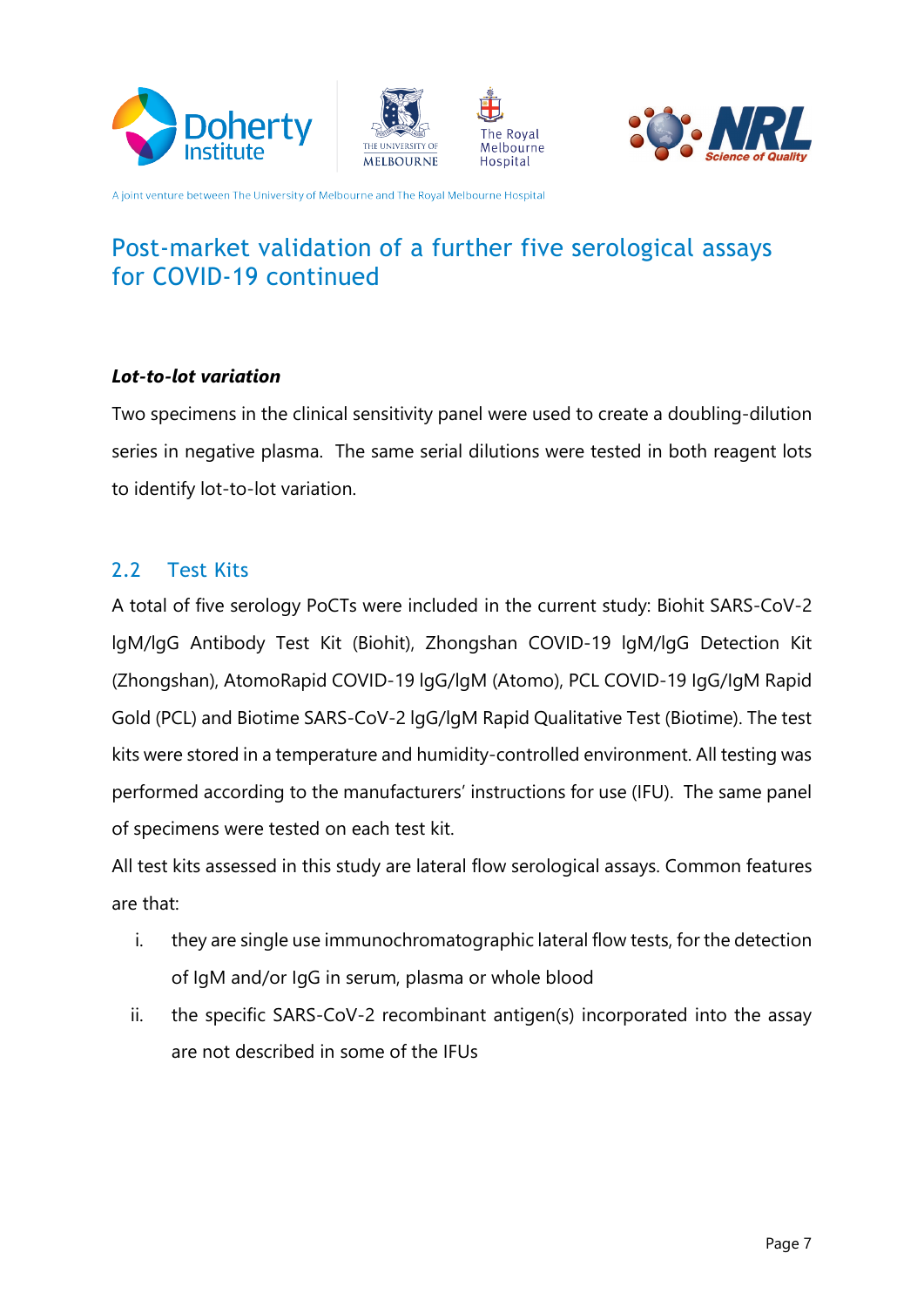# Post-market validation of a further five serological assays for COVID-19 continued

***Lot-to-lot variation***

Two specimens in the clinical sensitivity panel were used to create a doubling-dilution series in negative plasma. The same serial dilutions were tested in both reagent lots to identify lot-to-lot variation.

## 2.2 Test Kits

A total of five serology PoCTs were included in the current study: Biohit SARS-CoV-2 IgM/IgG Antibody Test Kit (Biohit), Zhongshan COVID-19 IgM/IgG Detection Kit (Zhongshan), AtomoRapid COVID-19 IgG/IgM (Atomo), PCL COVID-19 IgG/IgM Rapid Gold (PCL) and Biotime SARS-CoV-2 IgG/IgM Rapid Qualitative Test (Biotime). The test kits were stored in a temperature and humidity-controlled environment. All testing was performed according to the manufacturers' instructions for use (IFU). The same panel of specimens were tested on each test kit.

All test kits assessed in this study are lateral flow serological assays. Common features are that:

i. they are single use immunochromatographic lateral flow tests, for the detection of IgM and/or IgG in serum, plasma or whole blood
ii. the specific SARS-CoV-2 recombinant antigen(s) incorporated into the assay are not described in some of the IFUs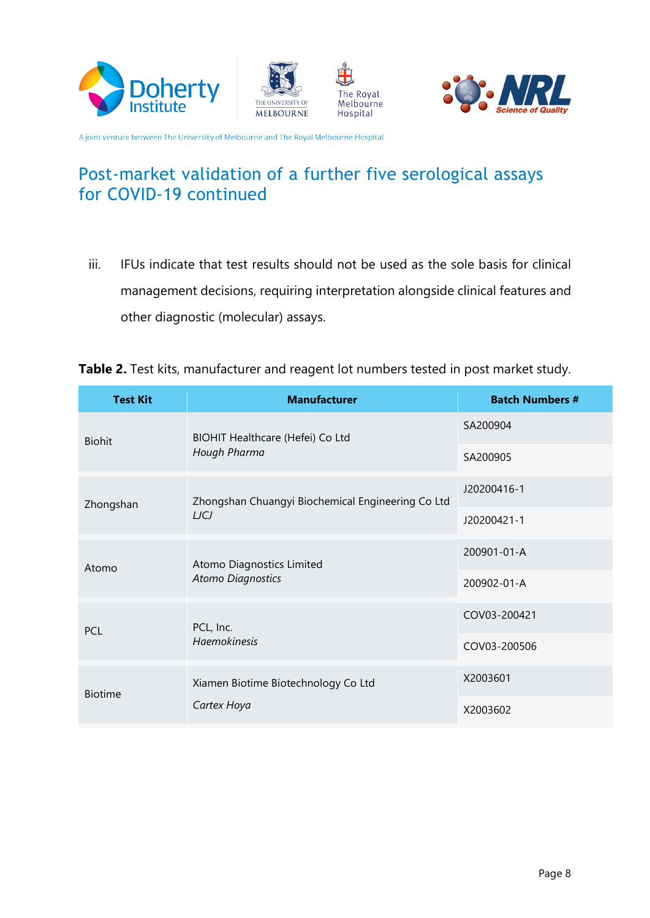# Post-market validation of a further five serological assays for COVID-19 continued

iii. IFUs indicate that test results should not be used as the sole basis for clinical management decisions, requiring interpretation alongside clinical features and other diagnostic (molecular) assays.

**Table 2.** Test kits, manufacturer and reagent lot numbers tested in post market study.

| Test Kit | Manufacturer | Batch Numbers # |
|---|---|---|
| Biohit | BIOHIT Healthcare (Hefei) Co Ltd<br>*Hough Pharma* | SA200904 |
| | | SA200905 |
| Zhongshan | Zhongshan Chuangyi Biochemical Engineering Co Ltd<br>*LJCJ* | J20200416-1 |
| | | J20200421-1 |
| Atomo | Atomo Diagnostics Limited<br>*Atomo Diagnostics* | 200901-01-A |
| | | 200902-01-A |
| PCL | PCL, Inc.<br>*Haemokinesis* | COV03-200421 |
| | | COV03-200506 |
| Biotime | Xiamen Biotime Biotechnology Co Ltd<br>*Cartex Hoya* | X2003601 |
| | | X2003602 |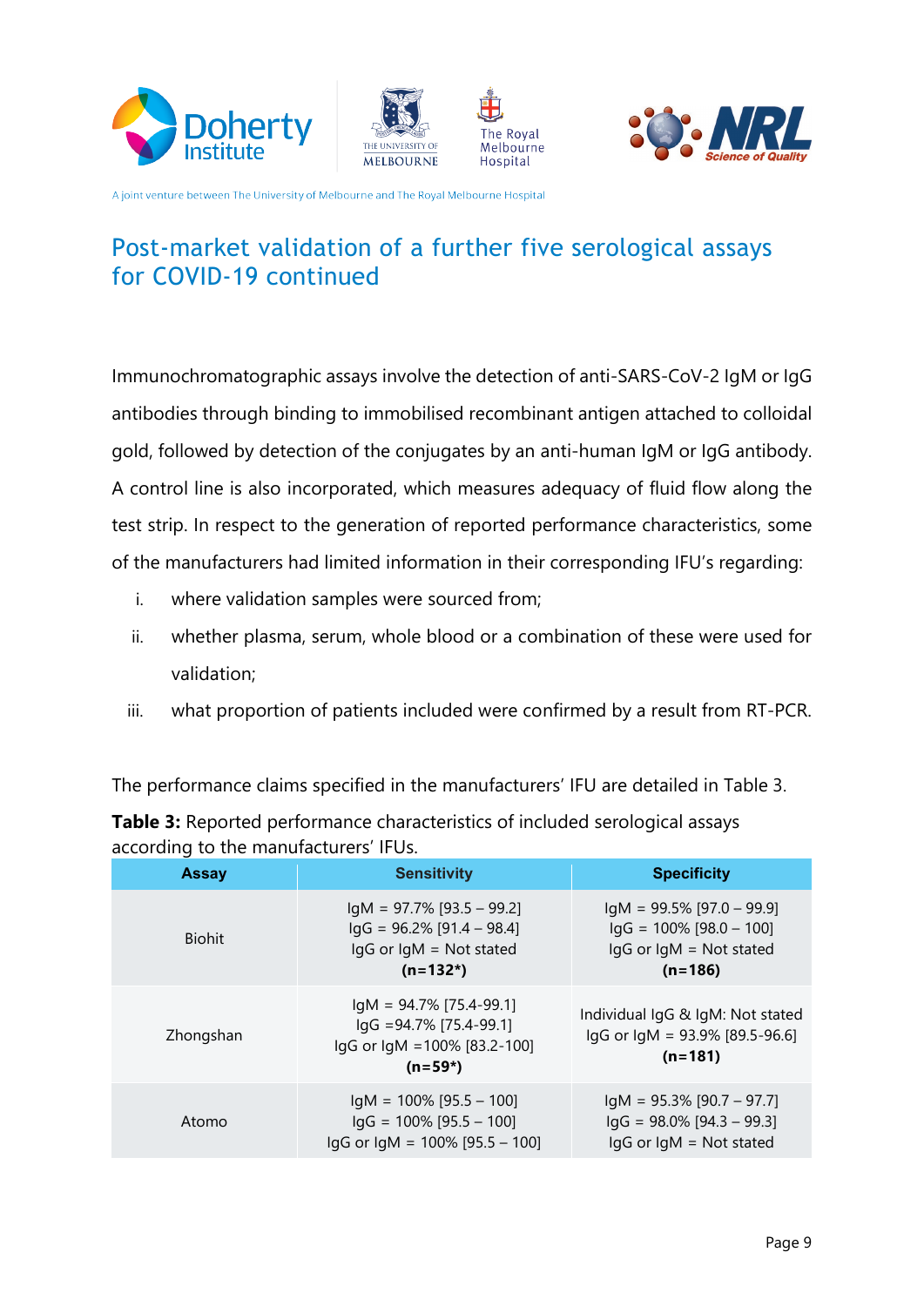## Post-market validation of a further five serological assays for COVID-19 continued

Immunochromatographic assays involve the detection of anti-SARS-CoV-2 IgM or IgG antibodies through binding to immobilised recombinant antigen attached to colloidal gold, followed by detection of the conjugates by an anti-human IgM or IgG antibody. A control line is also incorporated, which measures adequacy of fluid flow along the test strip. In respect to the generation of reported performance characteristics, some of the manufacturers had limited information in their corresponding IFU's regarding:

i. where validation samples were sourced from;
ii. whether plasma, serum, whole blood or a combination of these were used for validation;
iii. what proportion of patients included were confirmed by a result from RT-PCR.

The performance claims specified in the manufacturers' IFU are detailed in Table 3.

**Table 3:** Reported performance characteristics of included serological assays according to the manufacturers' IFUs.

| Assay | Sensitivity | Specificity |
|---|---|---|
| Biohit | IgM = 97.7% [93.5 – 99.2]<br>IgG = 96.2% [91.4 – 98.4]<br>IgG or IgM = Not stated<br>**(n=132*)** | IgM = 99.5% [97.0 – 99.9]<br>IgG = 100% [98.0 – 100]<br>IgG or IgM = Not stated<br>**(n=186)** |
| Zhongshan | IgM = 94.7% [75.4-99.1]<br>IgG =94.7% [75.4-99.1]<br>IgG or IgM =100% [83.2-100]<br>**(n=59*)** | Individual IgG & IgM: Not stated<br>IgG or IgM = 93.9% [89.5-96.6]<br>**(n=181)** |
| Atomo | IgM = 100% [95.5 – 100]<br>IgG = 100% [95.5 – 100]<br>IgG or IgM = 100% [95.5 – 100] | IgM = 95.3% [90.7 – 97.7]<br>IgG = 98.0% [94.3 – 99.3]<br>IgG or IgM = Not stated |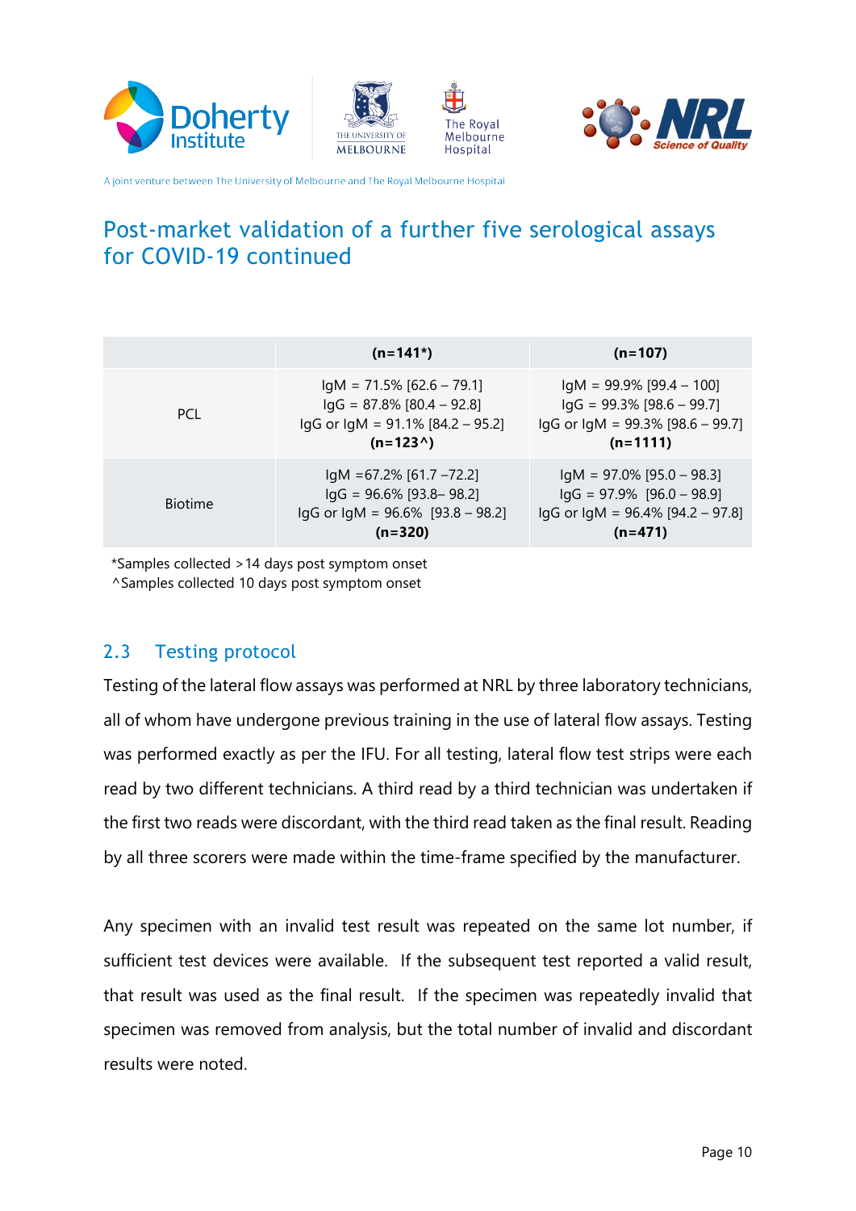## Post-market validation of a further five serological assays for COVID-19 continued

| | (n=141*) | (n=107) |
|---|---|---|
| PCL | IgM = 71.5% [62.6 – 79.1]<br>IgG = 87.8% [80.4 – 92.8]<br>IgG or IgM = 91.1% [84.2 – 95.2]<br>**(n=123^)** | IgM = 99.9% [99.4 – 100]<br>IgG = 99.3% [98.6 – 99.7]<br>IgG or IgM = 99.3% [98.6 – 99.7]<br>**(n=1111)** |
| Biotime | IgM =67.2% [61.7 –72.2]<br>IgG = 96.6% [93.8– 98.2]<br>IgG or IgM = 96.6% [93.8 – 98.2]<br>**(n=320)** | IgM = 97.0% [95.0 – 98.3]<br>IgG = 97.9% [96.0 – 98.9]<br>IgG or IgM = 96.4% [94.2 – 97.8]<br>**(n=471)** |

*Samples collected >14 days post symptom onset
^Samples collected 10 days post symptom onset

### 2.3 Testing protocol

Testing of the lateral flow assays was performed at NRL by three laboratory technicians, all of whom have undergone previous training in the use of lateral flow assays. Testing was performed exactly as per the IFU. For all testing, lateral flow test strips were each read by two different technicians. A third read by a third technician was undertaken if the first two reads were discordant, with the third read taken as the final result. Reading by all three scorers were made within the time-frame specified by the manufacturer.

Any specimen with an invalid test result was repeated on the same lot number, if sufficient test devices were available. If the subsequent test reported a valid result, that result was used as the final result. If the specimen was repeatedly invalid that specimen was removed from analysis, but the total number of invalid and discordant results were noted.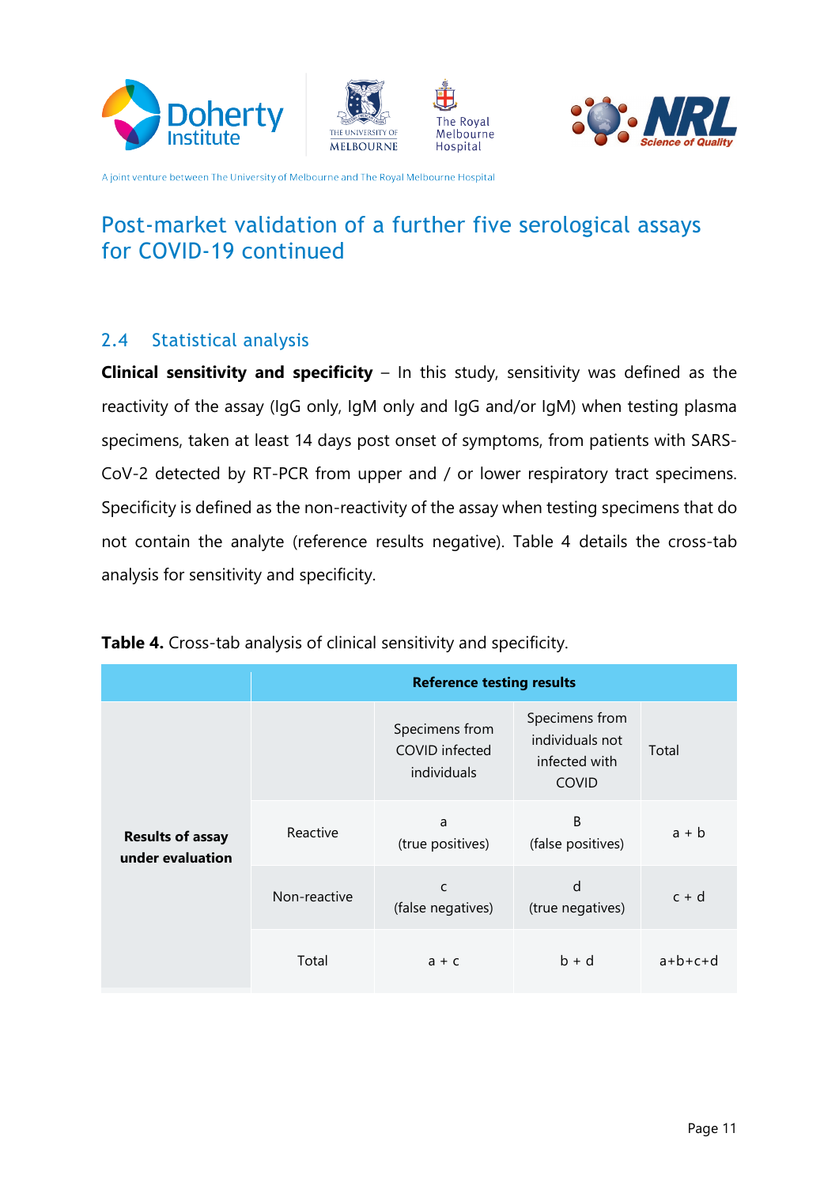# Post-market validation of a further five serological assays for COVID-19 continued

## 2.4 Statistical analysis

**Clinical sensitivity and specificity** – In this study, sensitivity was defined as the reactivity of the assay (IgG only, IgM only and IgG and/or IgM) when testing plasma specimens, taken at least 14 days post onset of symptoms, from patients with SARS-CoV-2 detected by RT-PCR from upper and / or lower respiratory tract specimens. Specificity is defined as the non-reactivity of the assay when testing specimens that do not contain the analyte (reference results negative). Table 4 details the cross-tab analysis for sensitivity and specificity.

**Table 4.** Cross-tab analysis of clinical sensitivity and specificity.

| | | **Reference testing results** | | |
|---|---|---|---|---|
| | | Specimens from COVID infected individuals | Specimens from individuals not infected with COVID | Total |
| **Results of assay under evaluation** | Reactive | a (true positives) | B (false positives) | a + b |
| | Non-reactive | c (false negatives) | d (true negatives) | c + d |
| | Total | a + c | b + d | a+b+c+d |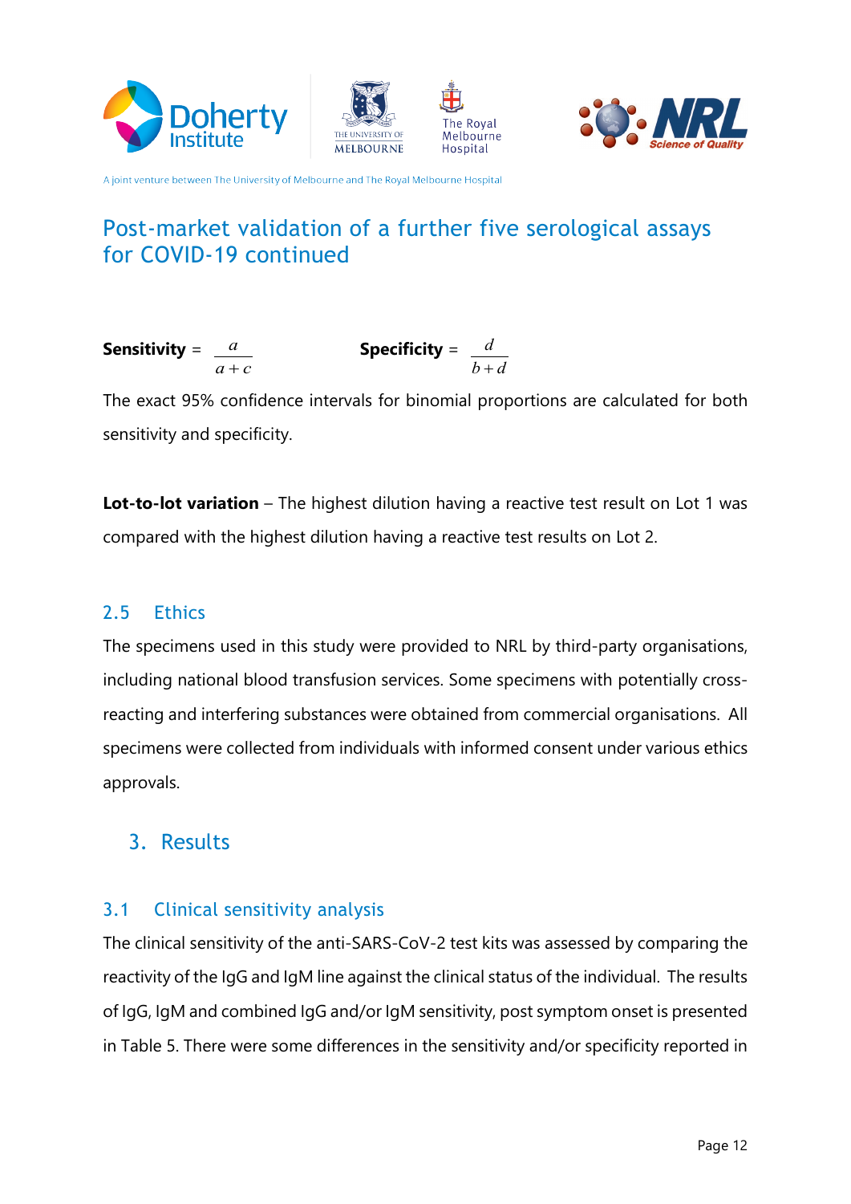## Post-market validation of a further five serological assays for COVID-19 continued

**Sensitivity** = $\frac{a}{a+c}$ **Specificity** = $\frac{d}{b+d}$

The exact 95% confidence intervals for binomial proportions are calculated for both sensitivity and specificity.

**Lot-to-lot variation** – The highest dilution having a reactive test result on Lot 1 was compared with the highest dilution having a reactive test results on Lot 2.

### 2.5 Ethics

The specimens used in this study were provided to NRL by third-party organisations, including national blood transfusion services. Some specimens with potentially cross-reacting and interfering substances were obtained from commercial organisations. All specimens were collected from individuals with informed consent under various ethics approvals.

## 3. Results

### 3.1 Clinical sensitivity analysis

The clinical sensitivity of the anti-SARS-CoV-2 test kits was assessed by comparing the reactivity of the IgG and IgM line against the clinical status of the individual. The results of IgG, IgM and combined IgG and/or IgM sensitivity, post symptom onset is presented in Table 5. There were some differences in the sensitivity and/or specificity reported in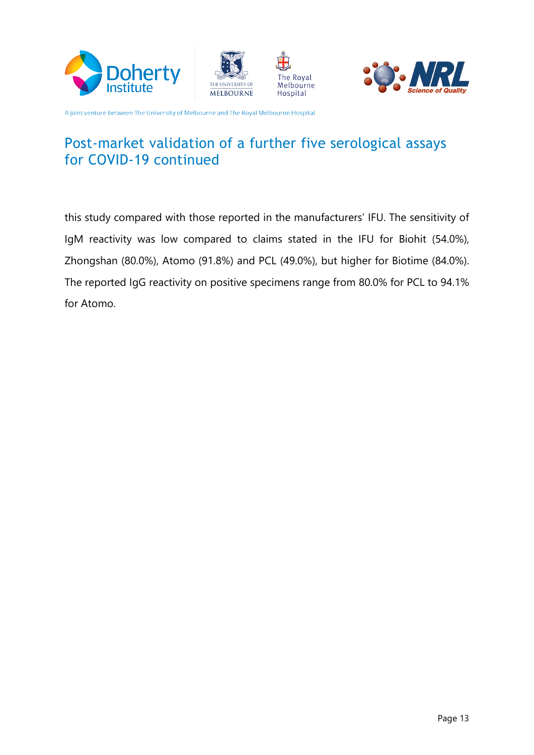# Post-market validation of a further five serological assays for COVID-19 continued

this study compared with those reported in the manufacturers' IFU. The sensitivity of IgM reactivity was low compared to claims stated in the IFU for Biohit (54.0%), Zhongshan (80.0%), Atomo (91.8%) and PCL (49.0%), but higher for Biotime (84.0%). The reported IgG reactivity on positive specimens range from 80.0% for PCL to 94.1% for Atomo.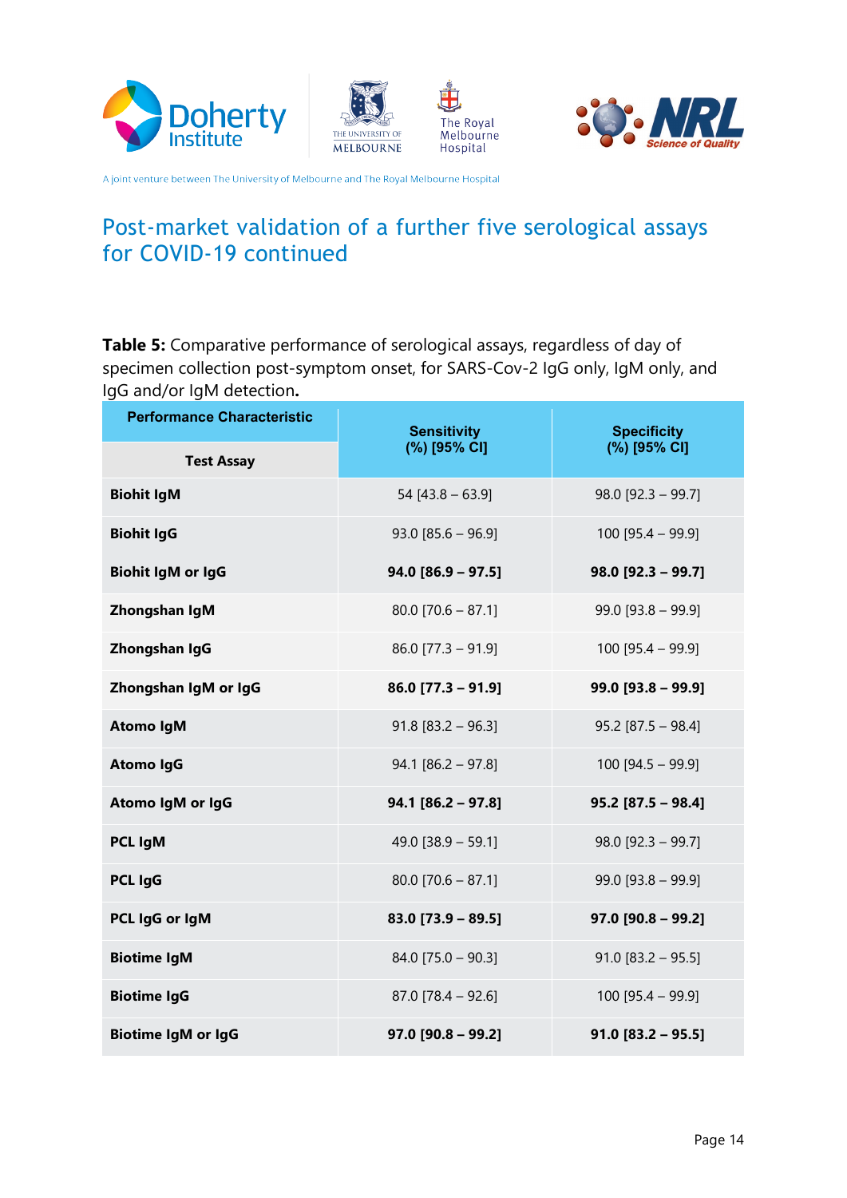## Post-market validation of a further five serological assays for COVID-19 continued

**Table 5:** Comparative performance of serological assays, regardless of day of specimen collection post-symptom onset, for SARS-Cov-2 IgG only, IgM only, and IgG and/or IgM detection**.**

| Performance Characteristic / Test Assay | Sensitivity (%) [95% CI] | Specificity (%) [95% CI] |
|---|---|---|
| **Biohit IgM** | 54 [43.8 – 63.9] | 98.0 [92.3 – 99.7] |
| **Biohit IgG** | 93.0 [85.6 – 96.9] | 100 [95.4 – 99.9] |
| **Biohit IgM or IgG** | **94.0 [86.9 – 97.5]** | **98.0 [92.3 – 99.7]** |
| **Zhongshan IgM** | 80.0 [70.6 – 87.1] | 99.0 [93.8 – 99.9] |
| **Zhongshan IgG** | 86.0 [77.3 – 91.9] | 100 [95.4 – 99.9] |
| **Zhongshan IgM or IgG** | **86.0 [77.3 – 91.9]** | **99.0 [93.8 – 99.9]** |
| **Atomo IgM** | 91.8 [83.2 – 96.3] | 95.2 [87.5 – 98.4] |
| **Atomo IgG** | 94.1 [86.2 – 97.8] | 100 [94.5 – 99.9] |
| **Atomo IgM or IgG** | **94.1 [86.2 – 97.8]** | **95.2 [87.5 – 98.4]** |
| **PCL IgM** | 49.0 [38.9 – 59.1] | 98.0 [92.3 – 99.7] |
| **PCL IgG** | 80.0 [70.6 – 87.1] | 99.0 [93.8 – 99.9] |
| **PCL IgG or IgM** | **83.0 [73.9 – 89.5]** | **97.0 [90.8 – 99.2]** |
| **Biotime IgM** | 84.0 [75.0 – 90.3] | 91.0 [83.2 – 95.5] |
| **Biotime IgG** | 87.0 [78.4 – 92.6] | 100 [95.4 – 99.9] |
| **Biotime IgM or IgG** | **97.0 [90.8 – 99.2]** | **91.0 [83.2 – 95.5]** |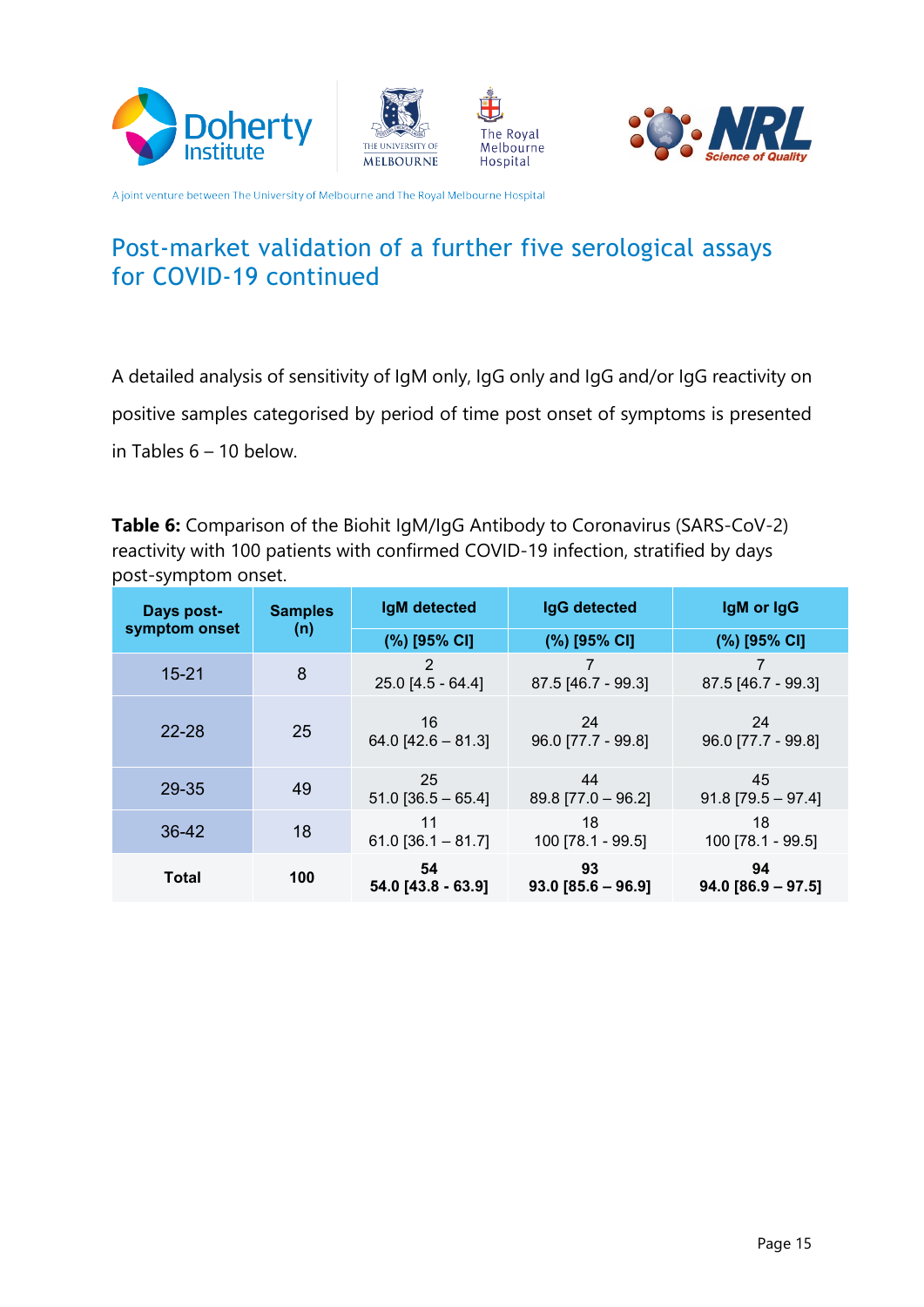## Post-market validation of a further five serological assays for COVID-19 continued

A detailed analysis of sensitivity of IgM only, IgG only and IgG and/or IgG reactivity on positive samples categorised by period of time post onset of symptoms is presented in Tables 6 – 10 below.

**Table 6:** Comparison of the Biohit IgM/IgG Antibody to Coronavirus (SARS-CoV-2) reactivity with 100 patients with confirmed COVID-19 infection, stratified by days post-symptom onset.

| Days post-symptom onset | Samples (n) | IgM detected | IgG detected | IgM or IgG |
|---|---|---|---|---|
| | | (%) [95% CI] | (%) [95% CI] | (%) [95% CI] |
| 15-21 | 8 | 2<br>25.0 [4.5 - 64.4] | 7<br>87.5 [46.7 - 99.3] | 7<br>87.5 [46.7 - 99.3] |
| 22-28 | 25 | 16<br>64.0 [42.6 – 81.3] | 24<br>96.0 [77.7 - 99.8] | 24<br>96.0 [77.7 - 99.8] |
| 29-35 | 49 | 25<br>51.0 [36.5 – 65.4] | 44<br>89.8 [77.0 – 96.2] | 45<br>91.8 [79.5 – 97.4] |
| 36-42 | 18 | 11<br>61.0 [36.1 – 81.7] | 18<br>100 [78.1 - 99.5] | 18<br>100 [78.1 - 99.5] |
| **Total** | **100** | **54**<br>**54.0 [43.8 - 63.9]** | **93**<br>**93.0 [85.6 – 96.9]** | **94**<br>**94.0 [86.9 – 97.5]** |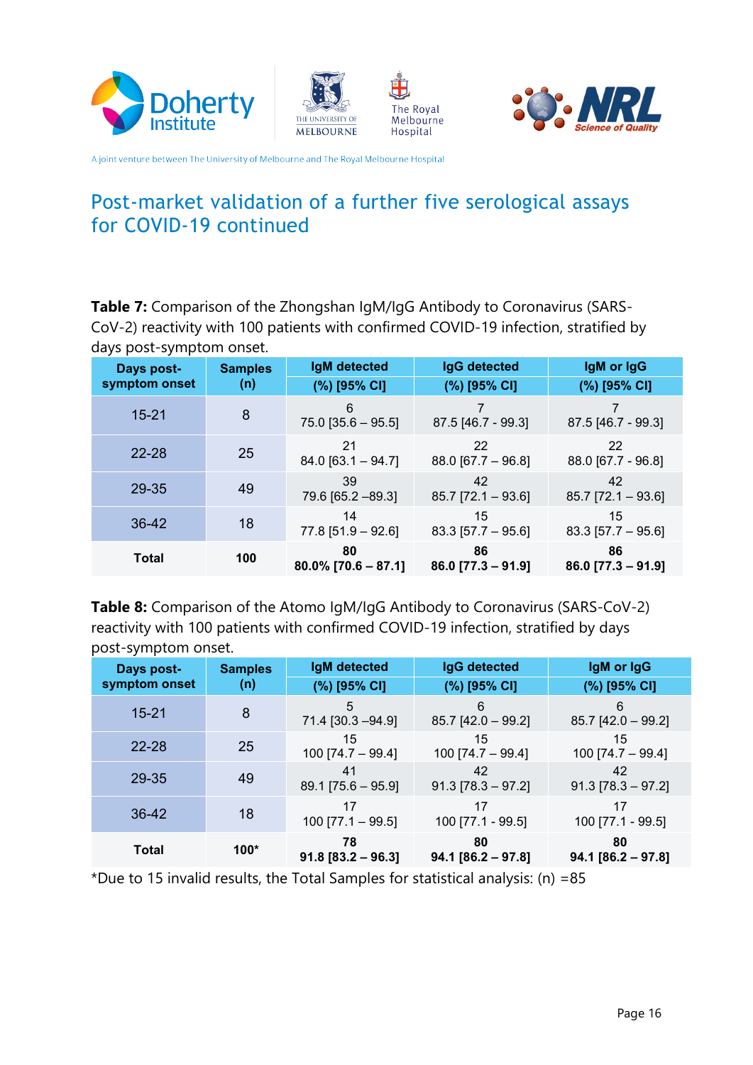# Post-market validation of a further five serological assays for COVID-19 continued

**Table 7:** Comparison of the Zhongshan IgM/IgG Antibody to Coronavirus (SARS-CoV-2) reactivity with 100 patients with confirmed COVID-19 infection, stratified by days post-symptom onset.

| Days post-symptom onset | Samples (n) | IgM detected (%) [95% CI] | IgG detected (%) [95% CI] | IgM or IgG (%) [95% CI] |
|---|---|---|---|---|
| 15-21 | 8 | 6<br>75.0 [35.6 – 95.5] | 7<br>87.5 [46.7 - 99.3] | 7<br>87.5 [46.7 - 99.3] |
| 22-28 | 25 | 21<br>84.0 [63.1 – 94.7] | 22<br>88.0 [67.7 – 96.8] | 22<br>88.0 [67.7 - 96.8] |
| 29-35 | 49 | 39<br>79.6 [65.2 –89.3] | 42<br>85.7 [72.1 – 93.6] | 42<br>85.7 [72.1 – 93.6] |
| 36-42 | 18 | 14<br>77.8 [51.9 – 92.6] | 15<br>83.3 [57.7 – 95.6] | 15<br>83.3 [57.7 – 95.6] |
| **Total** | **100** | **80**<br>**80.0% [70.6 – 87.1]** | **86**<br>**86.0 [77.3 – 91.9]** | **86**<br>**86.0 [77.3 – 91.9]** |

**Table 8:** Comparison of the Atomo IgM/IgG Antibody to Coronavirus (SARS-CoV-2) reactivity with 100 patients with confirmed COVID-19 infection, stratified by days post-symptom onset.

| Days post-symptom onset | Samples (n) | IgM detected (%) [95% CI] | IgG detected (%) [95% CI] | IgM or IgG (%) [95% CI] |
|---|---|---|---|---|
| 15-21 | 8 | 5<br>71.4 [30.3 –94.9] | 6<br>85.7 [42.0 – 99.2] | 6<br>85.7 [42.0 – 99.2] |
| 22-28 | 25 | 15<br>100 [74.7 – 99.4] | 15<br>100 [74.7 – 99.4] | 15<br>100 [74.7 – 99.4] |
| 29-35 | 49 | 41<br>89.1 [75.6 – 95.9] | 42<br>91.3 [78.3 – 97.2] | 42<br>91.3 [78.3 – 97.2] |
| 36-42 | 18 | 17<br>100 [77.1 – 99.5] | 17<br>100 [77.1 - 99.5] | 17<br>100 [77.1 - 99.5] |
| **Total** | **100*** | **78**<br>**91.8 [83.2 – 96.3]** | **80**<br>**94.1 [86.2 – 97.8]** | **80**<br>**94.1 [86.2 – 97.8]** |

*Due to 15 invalid results, the Total Samples for statistical analysis: (n) =85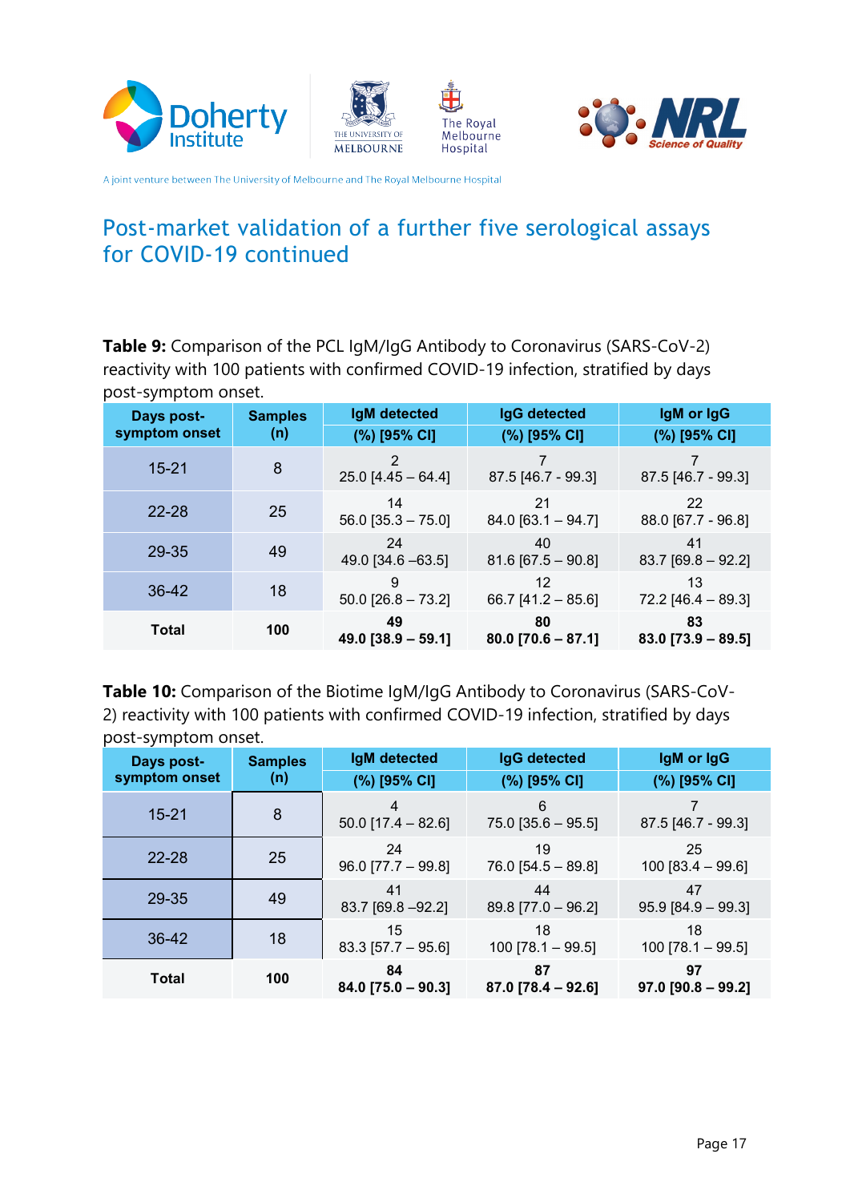## Post-market validation of a further five serological assays for COVID-19 continued

**Table 9:** Comparison of the PCL IgM/IgG Antibody to Coronavirus (SARS-CoV-2) reactivity with 100 patients with confirmed COVID-19 infection, stratified by days post-symptom onset.

| Days post-symptom onset | Samples (n) | IgM detected (%) [95% CI] | IgG detected (%) [95% CI] | IgM or IgG (%) [95% CI] |
|---|---|---|---|---|
| 15-21 | 8 | 2<br>25.0 [4.45 – 64.4] | 7<br>87.5 [46.7 - 99.3] | 7<br>87.5 [46.7 - 99.3] |
| 22-28 | 25 | 14<br>56.0 [35.3 – 75.0] | 21<br>84.0 [63.1 – 94.7] | 22<br>88.0 [67.7 - 96.8] |
| 29-35 | 49 | 24<br>49.0 [34.6 –63.5] | 40<br>81.6 [67.5 – 90.8] | 41<br>83.7 [69.8 – 92.2] |
| 36-42 | 18 | 9<br>50.0 [26.8 – 73.2] | 12<br>66.7 [41.2 – 85.6] | 13<br>72.2 [46.4 – 89.3] |
| **Total** | **100** | **49**<br>**49.0 [38.9 – 59.1]** | **80**<br>**80.0 [70.6 – 87.1]** | **83**<br>**83.0 [73.9 – 89.5]** |

**Table 10:** Comparison of the Biotime IgM/IgG Antibody to Coronavirus (SARS-CoV-2) reactivity with 100 patients with confirmed COVID-19 infection, stratified by days post-symptom onset.

| Days post-symptom onset | Samples (n) | IgM detected (%) [95% CI] | IgG detected (%) [95% CI] | IgM or IgG (%) [95% CI] |
|---|---|---|---|---|
| 15-21 | 8 | 4<br>50.0 [17.4 – 82.6] | 6<br>75.0 [35.6 – 95.5] | 7<br>87.5 [46.7 - 99.3] |
| 22-28 | 25 | 24<br>96.0 [77.7 – 99.8] | 19<br>76.0 [54.5 – 89.8] | 25<br>100 [83.4 – 99.6] |
| 29-35 | 49 | 41<br>83.7 [69.8 –92.2] | 44<br>89.8 [77.0 – 96.2] | 47<br>95.9 [84.9 – 99.3] |
| 36-42 | 18 | 15<br>83.3 [57.7 – 95.6] | 18<br>100 [78.1 – 99.5] | 18<br>100 [78.1 – 99.5] |
| **Total** | **100** | **84**<br>**84.0 [75.0 – 90.3]** | **87**<br>**87.0 [78.4 – 92.6]** | **97**<br>**97.0 [90.8 – 99.2]** |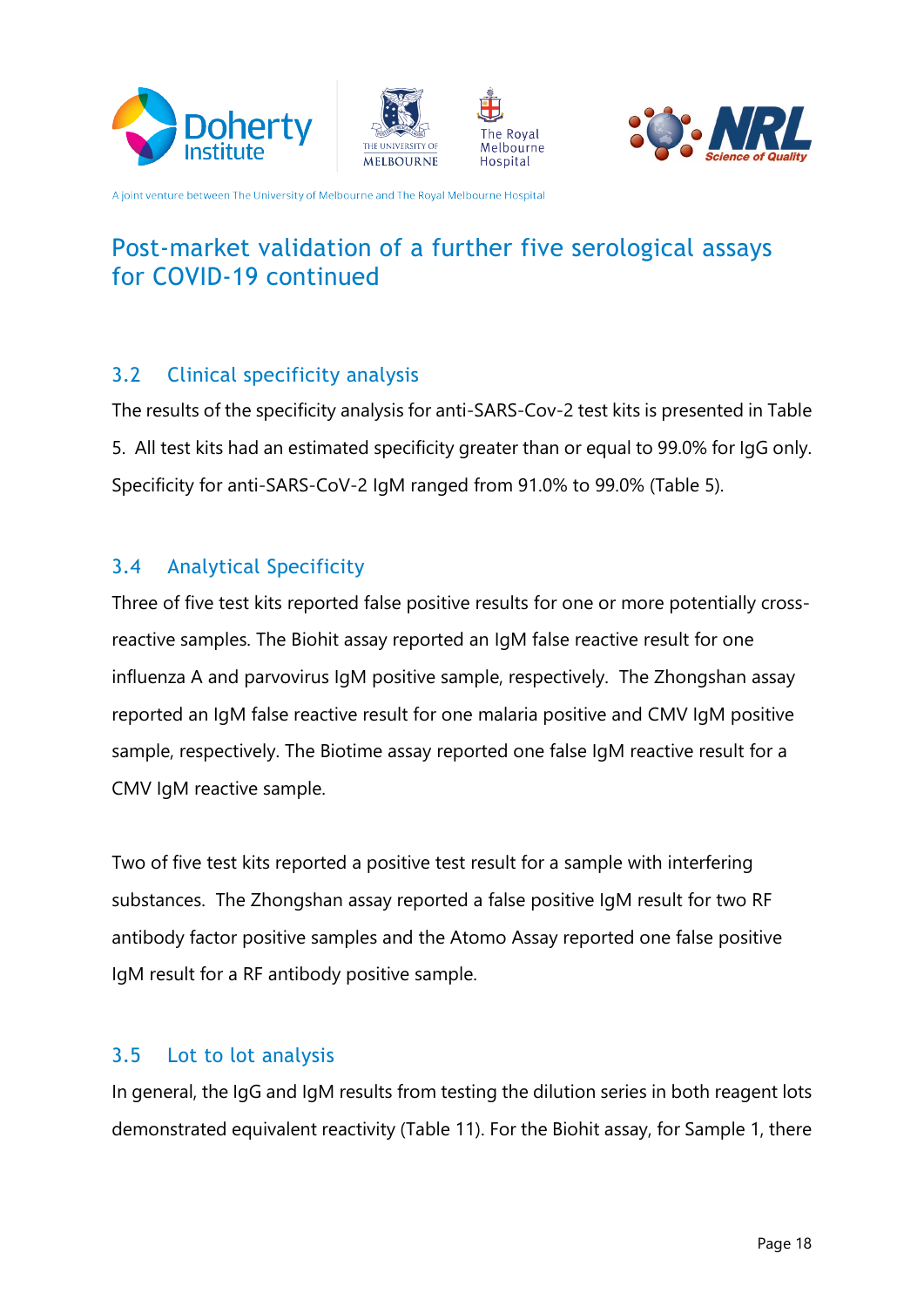# Post-market validation of a further five serological assays for COVID-19 continued

## 3.2 Clinical specificity analysis

The results of the specificity analysis for anti-SARS-Cov-2 test kits is presented in Table 5. All test kits had an estimated specificity greater than or equal to 99.0% for IgG only. Specificity for anti-SARS-CoV-2 IgM ranged from 91.0% to 99.0% (Table 5).

## 3.4 Analytical Specificity

Three of five test kits reported false positive results for one or more potentially cross-reactive samples. The Biohit assay reported an IgM false reactive result for one influenza A and parvovirus IgM positive sample, respectively. The Zhongshan assay reported an IgM false reactive result for one malaria positive and CMV IgM positive sample, respectively. The Biotime assay reported one false IgM reactive result for a CMV IgM reactive sample.

Two of five test kits reported a positive test result for a sample with interfering substances. The Zhongshan assay reported a false positive IgM result for two RF antibody factor positive samples and the Atomo Assay reported one false positive IgM result for a RF antibody positive sample.

## 3.5 Lot to lot analysis

In general, the IgG and IgM results from testing the dilution series in both reagent lots demonstrated equivalent reactivity (Table 11). For the Biohit assay, for Sample 1, there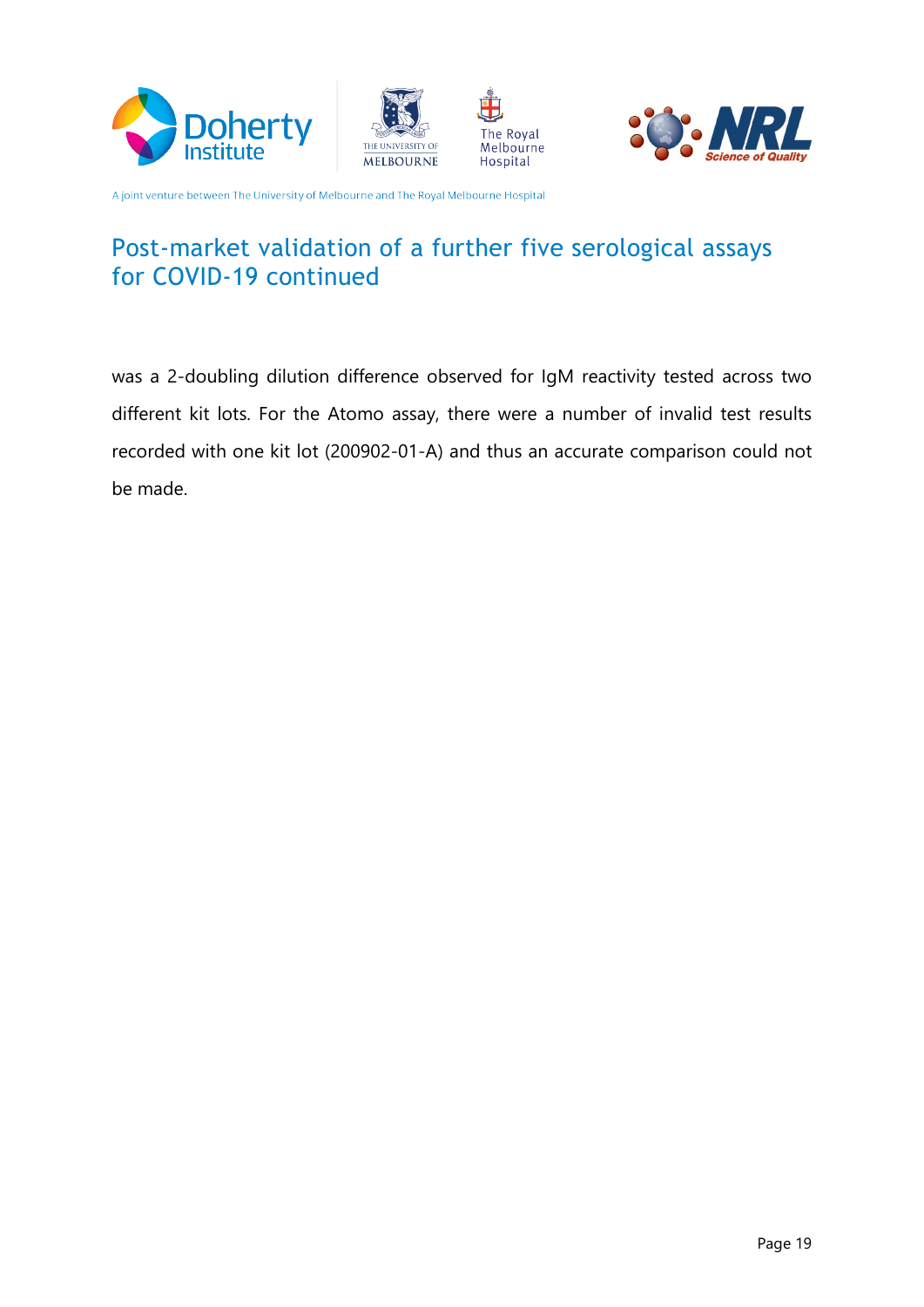# Post-market validation of a further five serological assays for COVID-19 continued

was a 2-doubling dilution difference observed for IgM reactivity tested across two different kit lots. For the Atomo assay, there were a number of invalid test results recorded with one kit lot (200902-01-A) and thus an accurate comparison could not be made.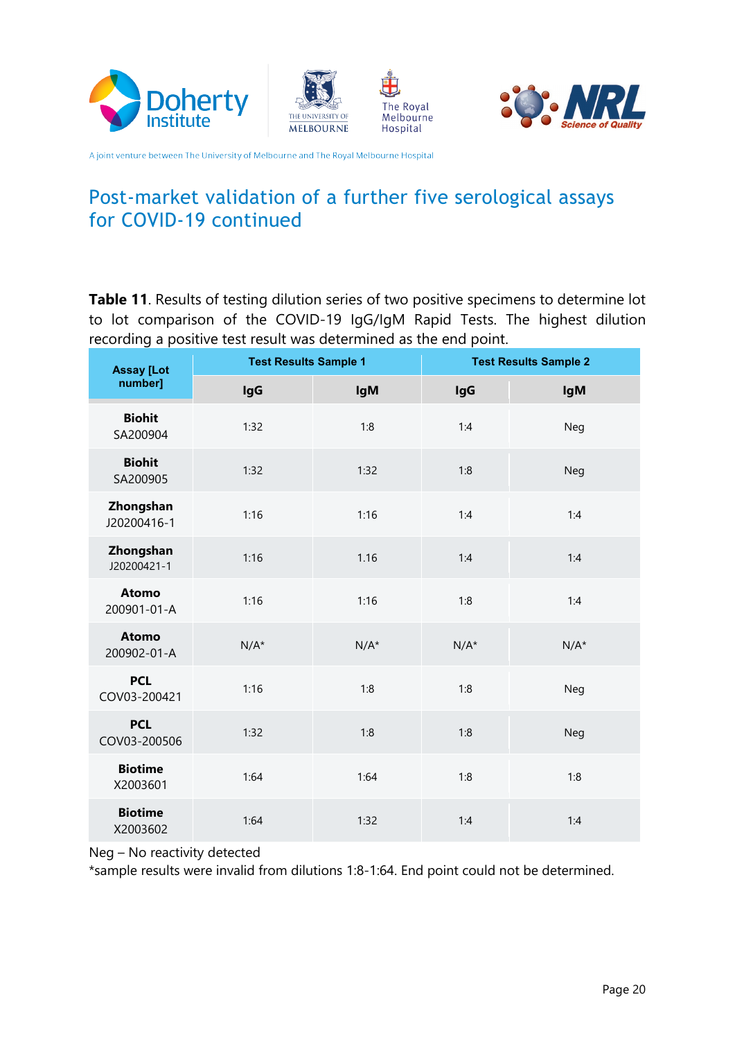# Post-market validation of a further five serological assays for COVID-19 continued

**Table 11**. Results of testing dilution series of two positive specimens to determine lot to lot comparison of the COVID-19 IgG/IgM Rapid Tests. The highest dilution recording a positive test result was determined as the end point.

| Assay [Lot number] | Test Results Sample 1 | | Test Results Sample 2 | |
|---|---|---|---|---|
| | IgG | IgM | IgG | IgM |
| **Biohit** SA200904 | 1:32 | 1:8 | 1:4 | Neg |
| **Biohit** SA200905 | 1:32 | 1:32 | 1:8 | Neg |
| **Zhongshan** J20200416-1 | 1:16 | 1:16 | 1:4 | 1:4 |
| **Zhongshan** J20200421-1 | 1:16 | 1.16 | 1:4 | 1:4 |
| **Atomo** 200901-01-A | 1:16 | 1:16 | 1:8 | 1:4 |
| **Atomo** 200902-01-A | N/A* | N/A* | N/A* | N/A* |
| **PCL** COV03-200421 | 1:16 | 1:8 | 1:8 | Neg |
| **PCL** COV03-200506 | 1:32 | 1:8 | 1:8 | Neg |
| **Biotime** X2003601 | 1:64 | 1:64 | 1:8 | 1:8 |
| **Biotime** X2003602 | 1:64 | 1:32 | 1:4 | 1:4 |

Neg – No reactivity detected
*sample results were invalid from dilutions 1:8-1:64. End point could not be determined.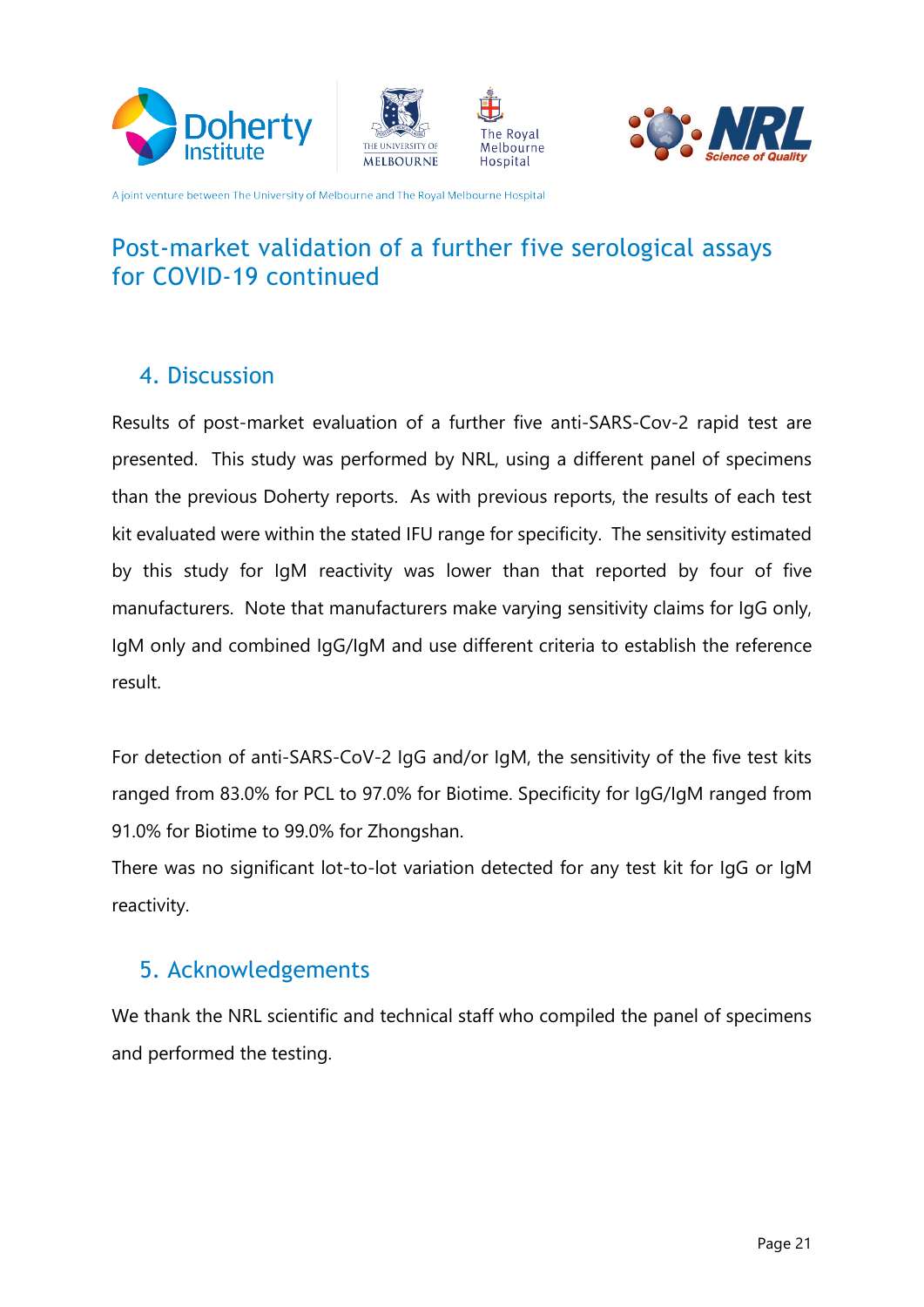# Post-market validation of a further five serological assays for COVID-19 continued

## 4. Discussion

Results of post-market evaluation of a further five anti-SARS-Cov-2 rapid test are presented. This study was performed by NRL, using a different panel of specimens than the previous Doherty reports. As with previous reports, the results of each test kit evaluated were within the stated IFU range for specificity. The sensitivity estimated by this study for IgM reactivity was lower than that reported by four of five manufacturers. Note that manufacturers make varying sensitivity claims for IgG only, IgM only and combined IgG/IgM and use different criteria to establish the reference result.

For detection of anti-SARS-CoV-2 IgG and/or IgM, the sensitivity of the five test kits ranged from 83.0% for PCL to 97.0% for Biotime. Specificity for IgG/IgM ranged from 91.0% for Biotime to 99.0% for Zhongshan.

There was no significant lot-to-lot variation detected for any test kit for IgG or IgM reactivity.

## 5. Acknowledgements

We thank the NRL scientific and technical staff who compiled the panel of specimens and performed the testing.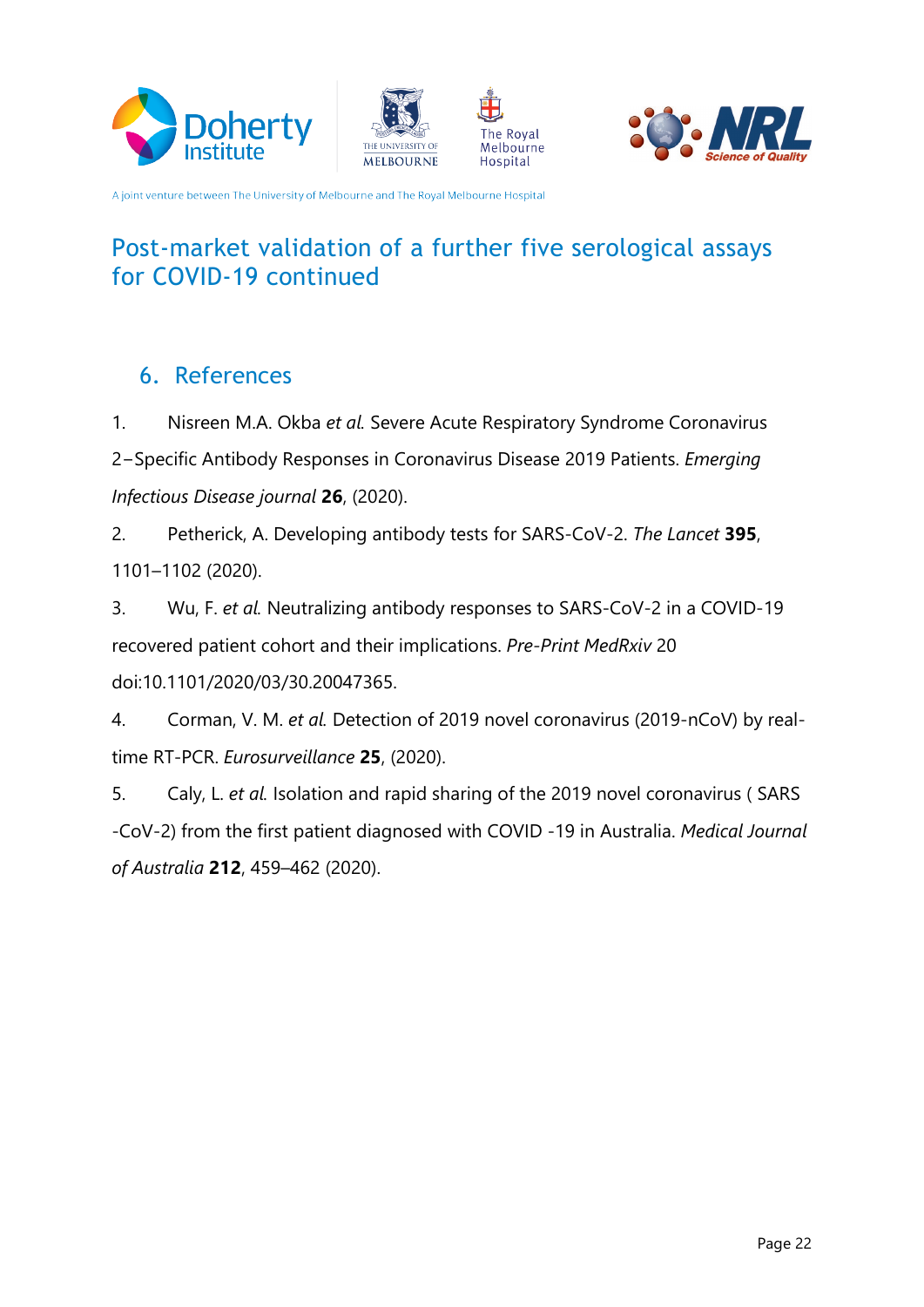# Post-market validation of a further five serological assays for COVID-19 continued

## 6. References

1. Nisreen M.A. Okba *et al.* Severe Acute Respiratory Syndrome Coronavirus 2−Specific Antibody Responses in Coronavirus Disease 2019 Patients. *Emerging Infectious Disease journal* **26**, (2020).

2. Petherick, A. Developing antibody tests for SARS-CoV-2. *The Lancet* **395**, 1101–1102 (2020).

3. Wu, F. *et al.* Neutralizing antibody responses to SARS-CoV-2 in a COVID-19 recovered patient cohort and their implications. *Pre-Print MedRxiv* 20 doi:10.1101/2020/03/30.20047365.

4. Corman, V. M. *et al.* Detection of 2019 novel coronavirus (2019-nCoV) by real-time RT-PCR. *Eurosurveillance* **25**, (2020).

5. Caly, L. *et al.* Isolation and rapid sharing of the 2019 novel coronavirus ( SARS -CoV-2) from the first patient diagnosed with COVID -19 in Australia. *Medical Journal of Australia* **212**, 459–462 (2020).